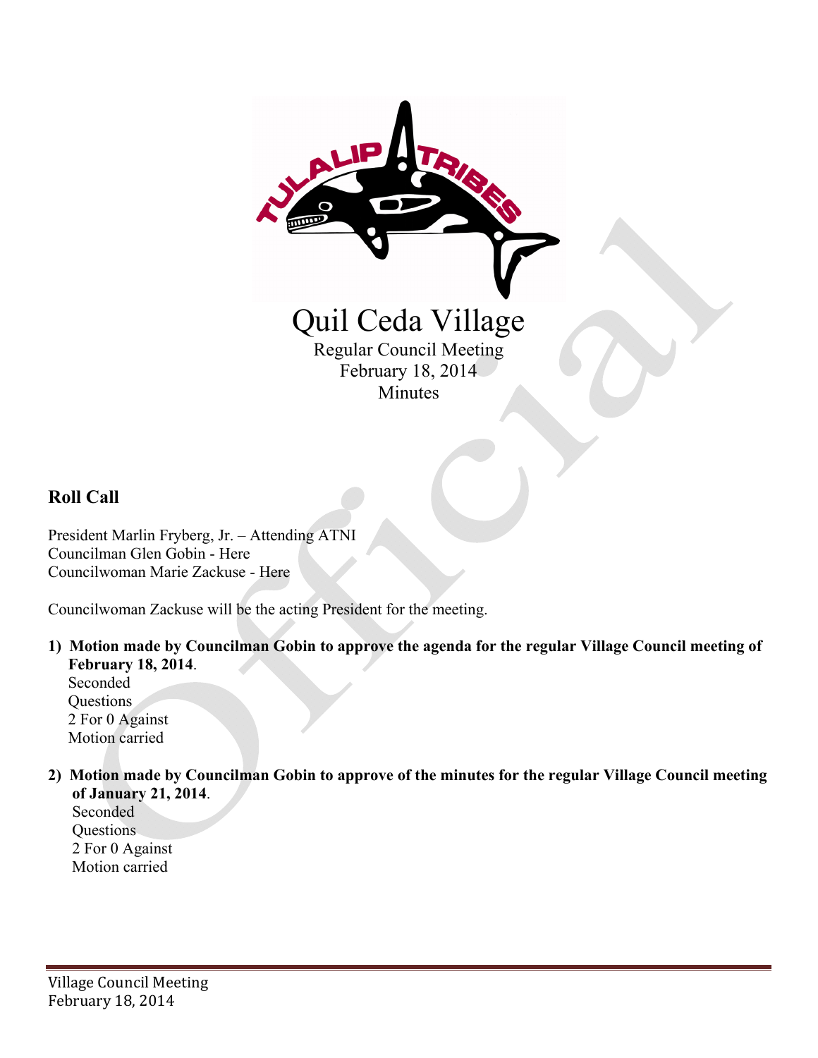# Quil Ceda Village

Regular Council Meeting
February 18, 2014
Minutes

## Roll Call

President Marlin Fryberg, Jr. – Attending ATNI
Councilman Glen Gobin - Here
Councilwoman Marie Zackuse - Here

Councilwoman Zackuse will be the acting President for the meeting.

1) **Motion made by Councilman Gobin to approve the agenda for the regular Village Council meeting of February 18, 2014**.
   Seconded
   Questions
   2 For 0 Against
   Motion carried

2) **Motion made by Councilman Gobin to approve of the minutes for the regular Village Council meeting of January 21, 2014**.
   Seconded
   Questions
   2 For 0 Against
   Motion carried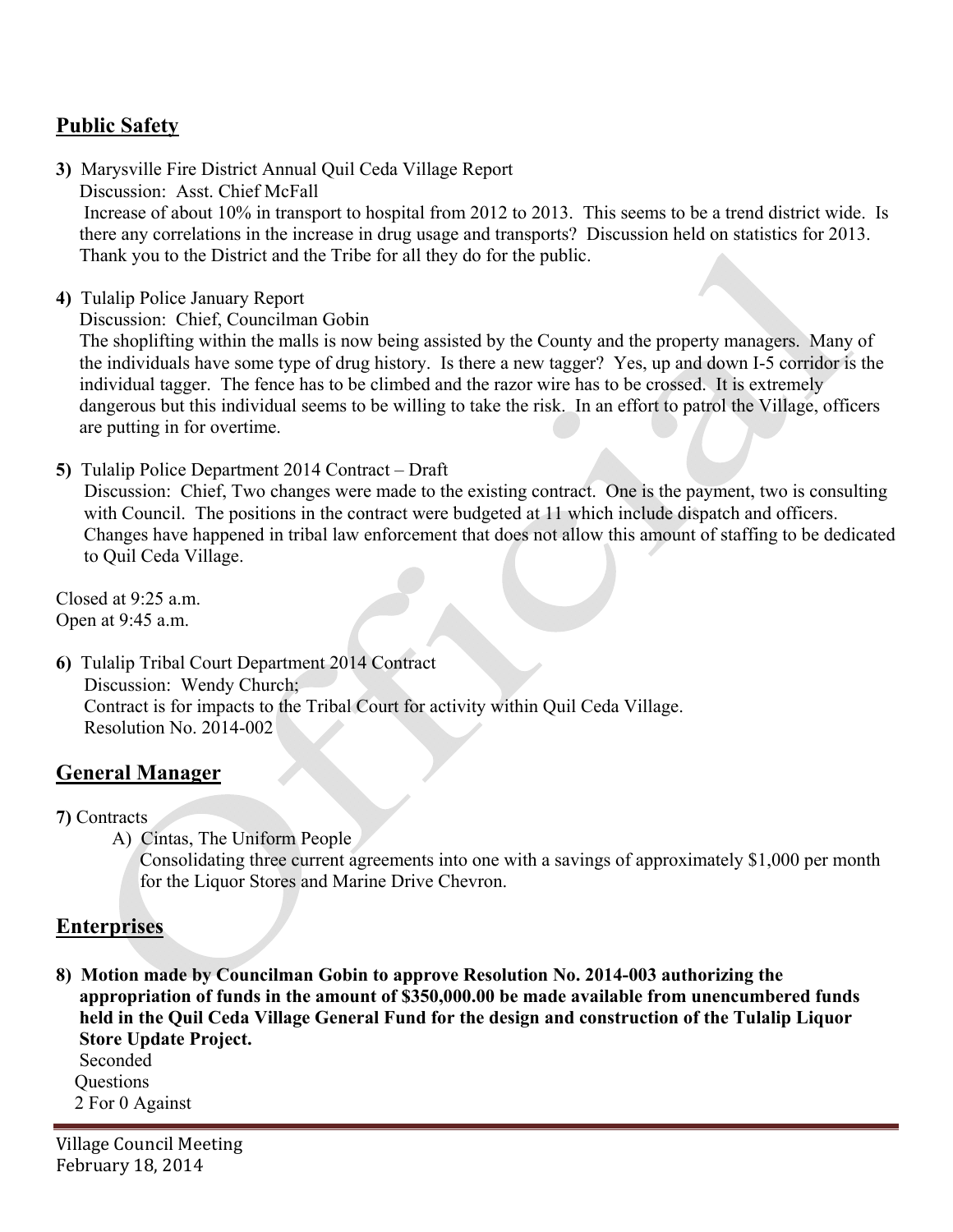## Public Safety

**3)** Marysville Fire District Annual Quil Ceda Village Report
Discussion: Asst. Chief McFall
Increase of about 10% in transport to hospital from 2012 to 2013. This seems to be a trend district wide. Is there any correlations in the increase in drug usage and transports? Discussion held on statistics for 2013. Thank you to the District and the Tribe for all they do for the public.

**4)** Tulalip Police January Report
Discussion: Chief, Councilman Gobin
The shoplifting within the malls is now being assisted by the County and the property managers. Many of the individuals have some type of drug history. Is there a new tagger? Yes, up and down I-5 corridor is the individual tagger. The fence has to be climbed and the razor wire has to be crossed. It is extremely dangerous but this individual seems to be willing to take the risk. In an effort to patrol the Village, officers are putting in for overtime.

**5)** Tulalip Police Department 2014 Contract – Draft
Discussion: Chief, Two changes were made to the existing contract. One is the payment, two is consulting with Council. The positions in the contract were budgeted at 11 which include dispatch and officers. Changes have happened in tribal law enforcement that does not allow this amount of staffing to be dedicated to Quil Ceda Village.

Closed at 9:25 a.m.
Open at 9:45 a.m.

**6)** Tulalip Tribal Court Department 2014 Contract
Discussion: Wendy Church;
Contract is for impacts to the Tribal Court for activity within Quil Ceda Village.
Resolution No. 2014-002

## General Manager

**7)** Contracts

A) Cintas, The Uniform People
Consolidating three current agreements into one with a savings of approximately $1,000 per month for the Liquor Stores and Marine Drive Chevron.

## Enterprises

**8) Motion made by Councilman Gobin to approve Resolution No. 2014-003 authorizing the appropriation of funds in the amount of $350,000.00 be made available from unencumbered funds held in the Quil Ceda Village General Fund for the design and construction of the Tulalip Liquor Store Update Project.**
Seconded
Questions
2 For 0 Against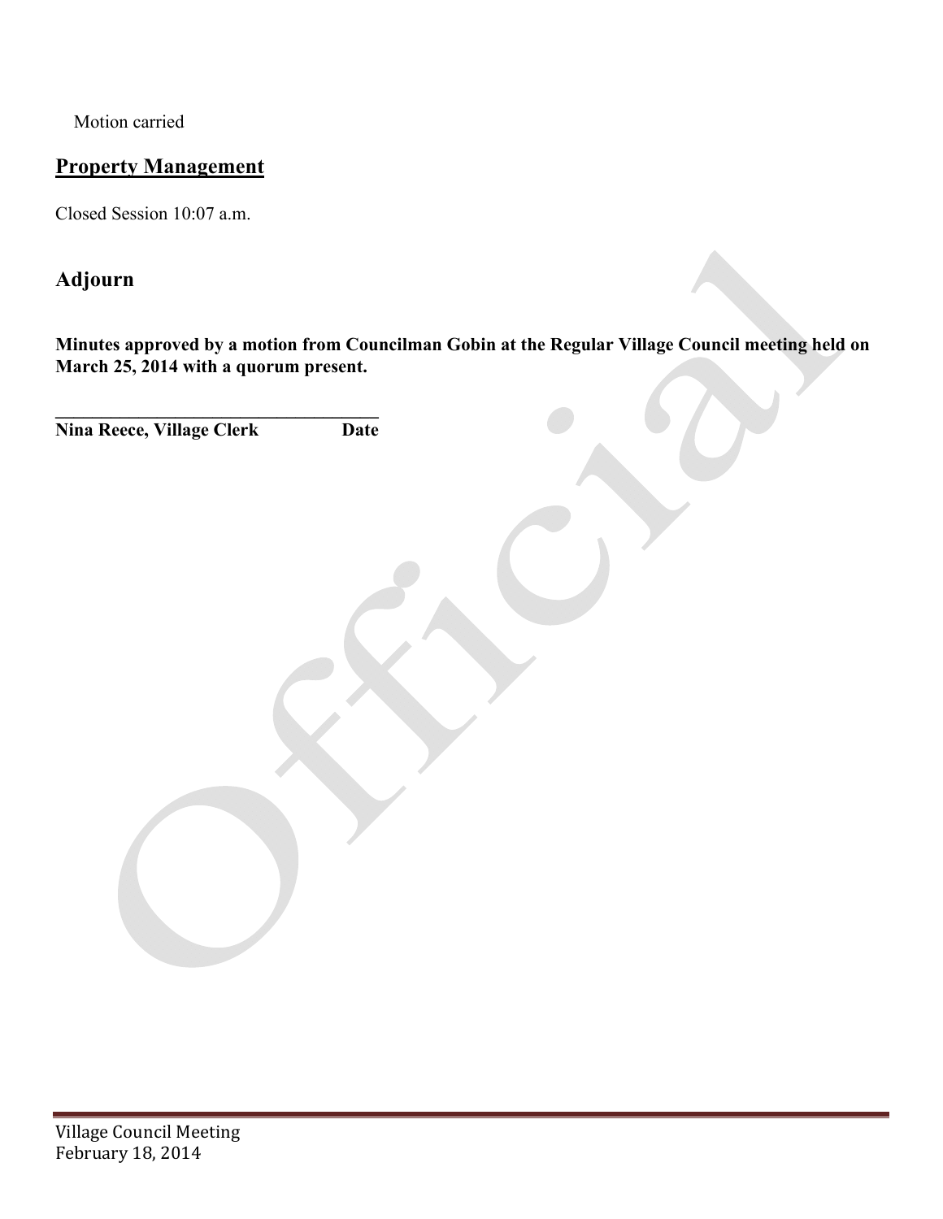Motion carried

## **Property Management**

Closed Session 10:07 a.m.

## Adjourn

**Minutes approved by a motion from Councilman Gobin at the Regular Village Council meeting held on March 25, 2014 with a quorum present.**

**\_\_\_\_\_\_\_\_\_\_\_\_\_\_\_\_\_\_\_\_\_\_\_\_\_\_\_\_\_\_\_\_\_\_\_\_\_\_**

**Nina Reece, Village Clerk Date**